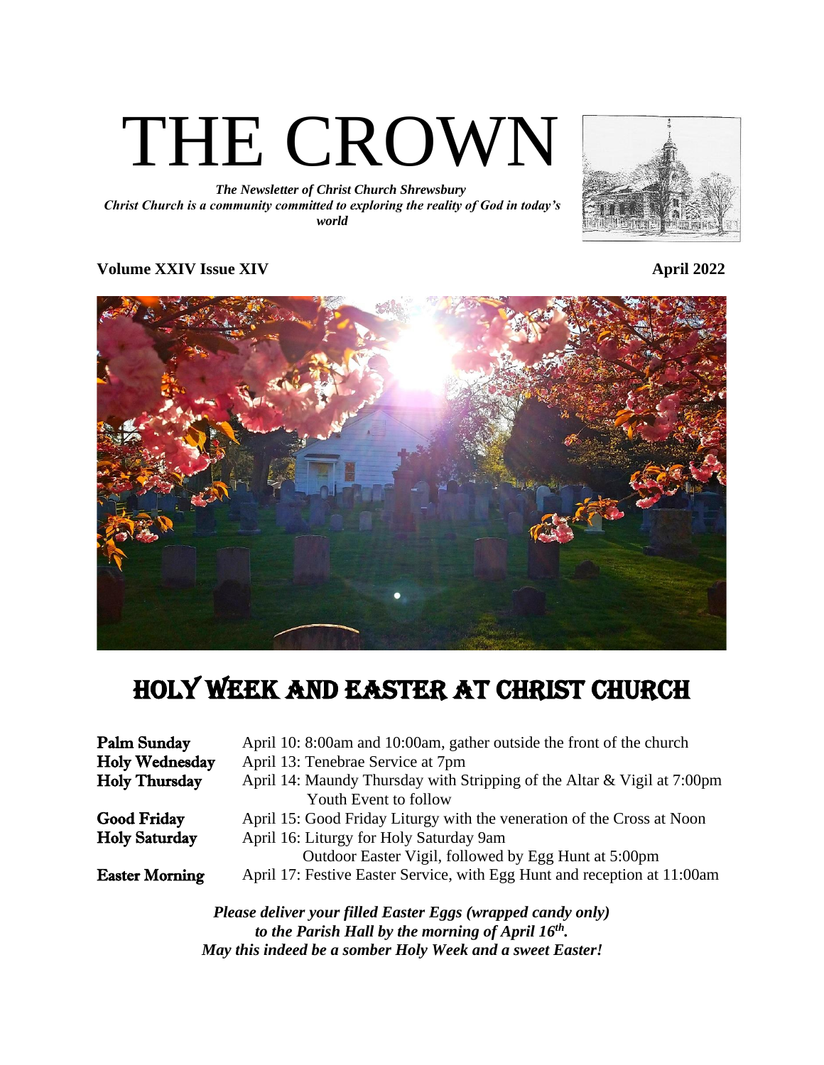# THE CROWN

***The Newsletter of Christ Church Shrewsbury***
***Christ Church is a community committed to exploring the reality of God in today's world***

**Volume XXIV Issue XIV** **April 2022**

## HOLY WEEK AND EASTER AT CHRIST CHURCH

| | |
|---|---|
| **Palm Sunday** | April 10: 8:00am and 10:00am, gather outside the front of the church |
| **Holy Wednesday** | April 13: Tenebrae Service at 7pm |
| **Holy Thursday** | April 14: Maundy Thursday with Stripping of the Altar & Vigil at 7:00pm<br>Youth Event to follow |
| **Good Friday** | April 15: Good Friday Liturgy with the veneration of the Cross at Noon |
| **Holy Saturday** | April 16: Liturgy for Holy Saturday 9am<br>Outdoor Easter Vigil, followed by Egg Hunt at 5:00pm |
| **Easter Morning** | April 17: Festive Easter Service, with Egg Hunt and reception at 11:00am |

***Please deliver your filled Easter Eggs (wrapped candy only) to the Parish Hall by the morning of April 16th.***
***May this indeed be a somber Holy Week and a sweet Easter!***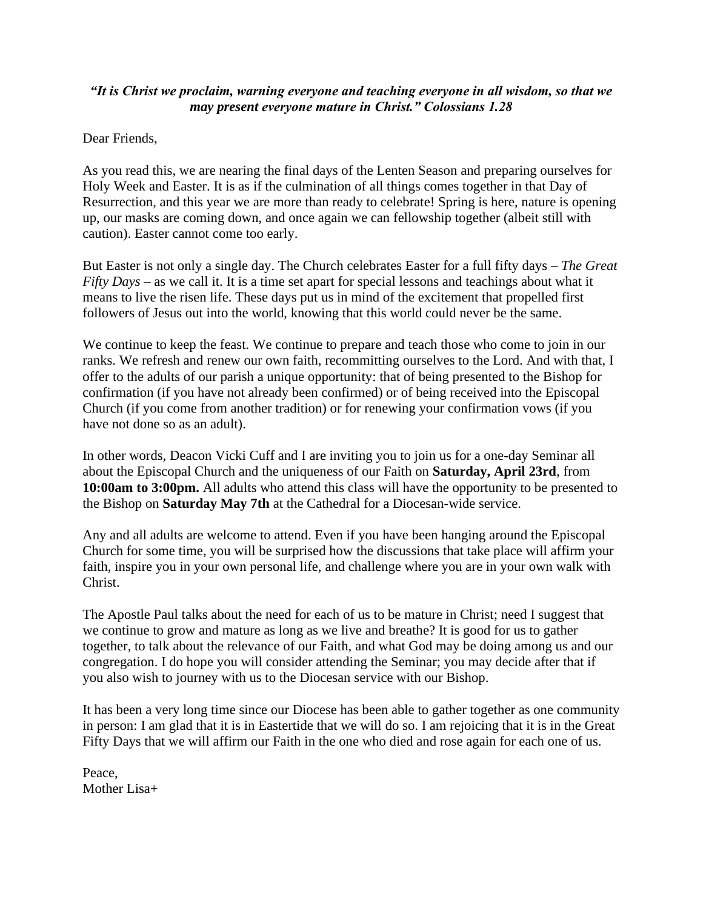***"It is Christ we proclaim, warning everyone and teaching everyone in all wisdom, so that we may present everyone mature in Christ." Colossians 1.28***

Dear Friends,

As you read this, we are nearing the final days of the Lenten Season and preparing ourselves for Holy Week and Easter. It is as if the culmination of all things comes together in that Day of Resurrection, and this year we are more than ready to celebrate! Spring is here, nature is opening up, our masks are coming down, and once again we can fellowship together (albeit still with caution). Easter cannot come too early.

But Easter is not only a single day. The Church celebrates Easter for a full fifty days – *The Great Fifty Days* – as we call it. It is a time set apart for special lessons and teachings about what it means to live the risen life. These days put us in mind of the excitement that propelled first followers of Jesus out into the world, knowing that this world could never be the same.

We continue to keep the feast. We continue to prepare and teach those who come to join in our ranks. We refresh and renew our own faith, recommitting ourselves to the Lord. And with that, I offer to the adults of our parish a unique opportunity: that of being presented to the Bishop for confirmation (if you have not already been confirmed) or of being received into the Episcopal Church (if you come from another tradition) or for renewing your confirmation vows (if you have not done so as an adult).

In other words, Deacon Vicki Cuff and I are inviting you to join us for a one-day Seminar all about the Episcopal Church and the uniqueness of our Faith on **Saturday, April 23rd**, from **10:00am to 3:00pm.** All adults who attend this class will have the opportunity to be presented to the Bishop on **Saturday May 7th** at the Cathedral for a Diocesan-wide service.

Any and all adults are welcome to attend. Even if you have been hanging around the Episcopal Church for some time, you will be surprised how the discussions that take place will affirm your faith, inspire you in your own personal life, and challenge where you are in your own walk with Christ.

The Apostle Paul talks about the need for each of us to be mature in Christ; need I suggest that we continue to grow and mature as long as we live and breathe? It is good for us to gather together, to talk about the relevance of our Faith, and what God may be doing among us and our congregation. I do hope you will consider attending the Seminar; you may decide after that if you also wish to journey with us to the Diocesan service with our Bishop.

It has been a very long time since our Diocese has been able to gather together as one community in person: I am glad that it is in Eastertide that we will do so. I am rejoicing that it is in the Great Fifty Days that we will affirm our Faith in the one who died and rose again for each one of us.

Peace,
Mother Lisa+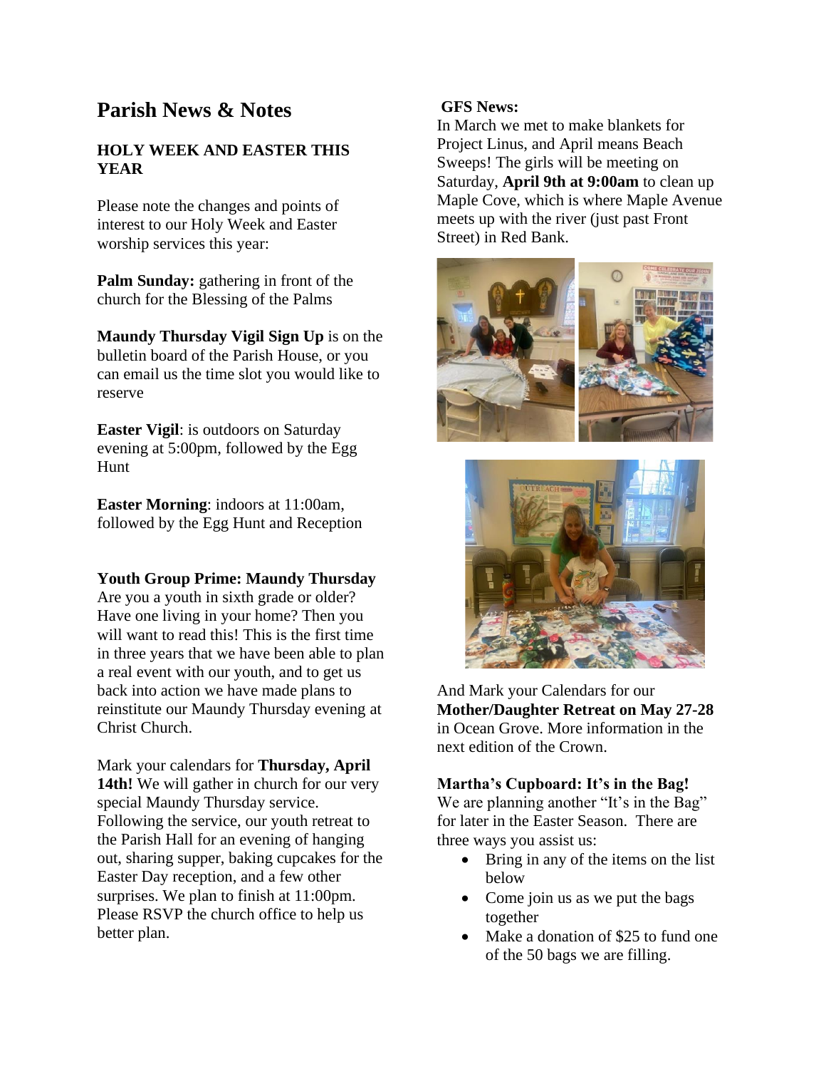# Parish News & Notes

## HOLY WEEK AND EASTER THIS YEAR

Please note the changes and points of interest to our Holy Week and Easter worship services this year:

**Palm Sunday:** gathering in front of the church for the Blessing of the Palms

**Maundy Thursday Vigil Sign Up** is on the bulletin board of the Parish House, or you can email us the time slot you would like to reserve

**Easter Vigil**: is outdoors on Saturday evening at 5:00pm, followed by the Egg Hunt

**Easter Morning**: indoors at 11:00am, followed by the Egg Hunt and Reception

**Youth Group Prime: Maundy Thursday**

Are you a youth in sixth grade or older? Have one living in your home? Then you will want to read this! This is the first time in three years that we have been able to plan a real event with our youth, and to get us back into action we have made plans to reinstitute our Maundy Thursday evening at Christ Church.

Mark your calendars for **Thursday, April 14th!** We will gather in church for our very special Maundy Thursday service. Following the service, our youth retreat to the Parish Hall for an evening of hanging out, sharing supper, baking cupcakes for the Easter Day reception, and a few other surprises. We plan to finish at 11:00pm. Please RSVP the church office to help us better plan.

**GFS News:**

In March we met to make blankets for Project Linus, and April means Beach Sweeps! The girls will be meeting on Saturday, **April 9th at 9:00am** to clean up Maple Cove, which is where Maple Avenue meets up with the river (just past Front Street) in Red Bank.

And Mark your Calendars for our **Mother/Daughter Retreat on May 27-28** in Ocean Grove. More information in the next edition of the Crown.

**Martha's Cupboard: It's in the Bag!**

We are planning another "It's in the Bag" for later in the Easter Season. There are three ways you assist us:

- Bring in any of the items on the list below
- Come join us as we put the bags together
- Make a donation of $25 to fund one of the 50 bags we are filling.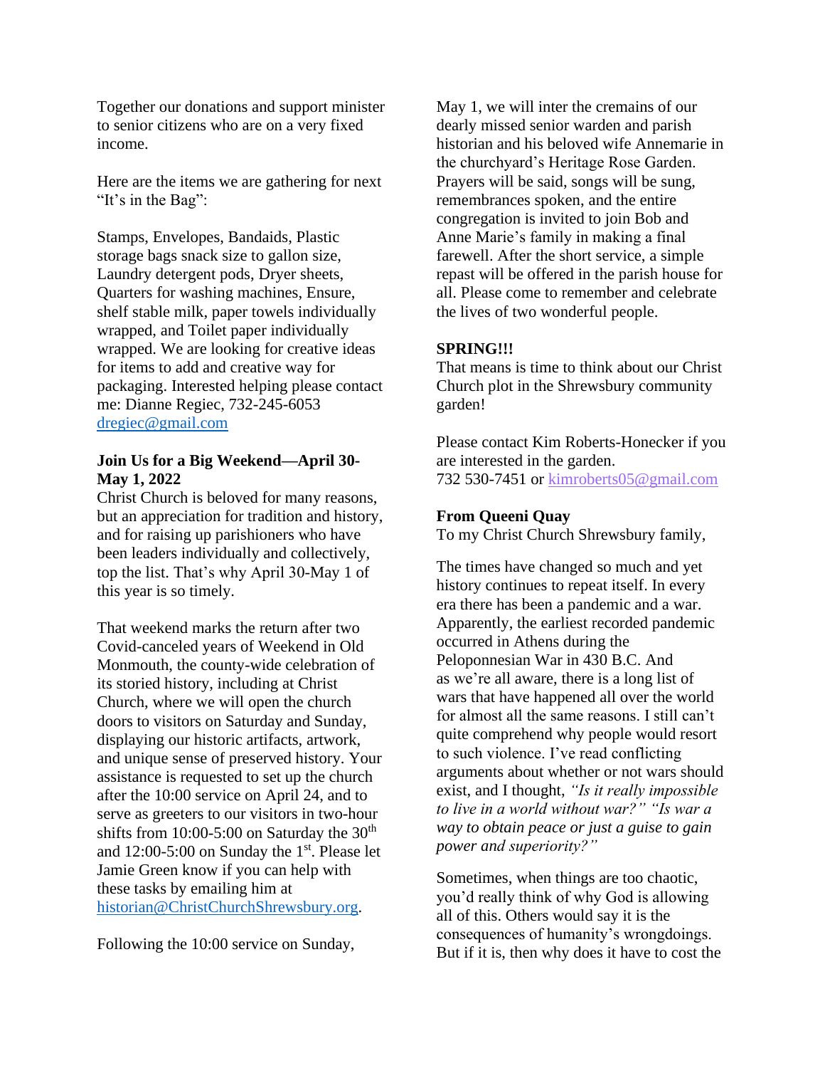Together our donations and support minister to senior citizens who are on a very fixed income.

Here are the items we are gathering for next "It's in the Bag":

Stamps, Envelopes, Bandaids, Plastic storage bags snack size to gallon size, Laundry detergent pods, Dryer sheets, Quarters for washing machines, Ensure, shelf stable milk, paper towels individually wrapped, and Toilet paper individually wrapped. We are looking for creative ideas for items to add and creative way for packaging. Interested helping please contact me: Dianne Regiec, 732-245-6053 dregiec@gmail.com

**Join Us for a Big Weekend—April 30-May 1, 2022**

Christ Church is beloved for many reasons, but an appreciation for tradition and history, and for raising up parishioners who have been leaders individually and collectively, top the list. That's why April 30-May 1 of this year is so timely.

That weekend marks the return after two Covid-canceled years of Weekend in Old Monmouth, the county-wide celebration of its storied history, including at Christ Church, where we will open the church doors to visitors on Saturday and Sunday, displaying our historic artifacts, artwork, and unique sense of preserved history. Your assistance is requested to set up the church after the 10:00 service on April 24, and to serve as greeters to our visitors in two-hour shifts from 10:00-5:00 on Saturday the 30th and 12:00-5:00 on Sunday the 1st. Please let Jamie Green know if you can help with these tasks by emailing him at historian@ChristChurchShrewsbury.org.

Following the 10:00 service on Sunday, May 1, we will inter the cremains of our dearly missed senior warden and parish historian and his beloved wife Annemarie in the churchyard's Heritage Rose Garden. Prayers will be said, songs will be sung, remembrances spoken, and the entire congregation is invited to join Bob and Anne Marie's family in making a final farewell. After the short service, a simple repast will be offered in the parish house for all. Please come to remember and celebrate the lives of two wonderful people.

**SPRING!!!**

That means is time to think about our Christ Church plot in the Shrewsbury community garden!

Please contact Kim Roberts-Honecker if you are interested in the garden.
732 530-7451 or kimroberts05@gmail.com

**From Queeni Quay**

To my Christ Church Shrewsbury family,

The times have changed so much and yet history continues to repeat itself. In every era there has been a pandemic and a war. Apparently, the earliest recorded pandemic occurred in Athens during the Peloponnesian War in 430 B.C. And as we're all aware, there is a long list of wars that have happened all over the world for almost all the same reasons. I still can't quite comprehend why people would resort to such violence. I've read conflicting arguments about whether or not wars should exist, and I thought, *"Is it really impossible to live in a world without war?" "Is war a way to obtain peace or just a guise to gain power and superiority?"*

Sometimes, when things are too chaotic, you'd really think of why God is allowing all of this. Others would say it is the consequences of humanity's wrongdoings. But if it is, then why does it have to cost the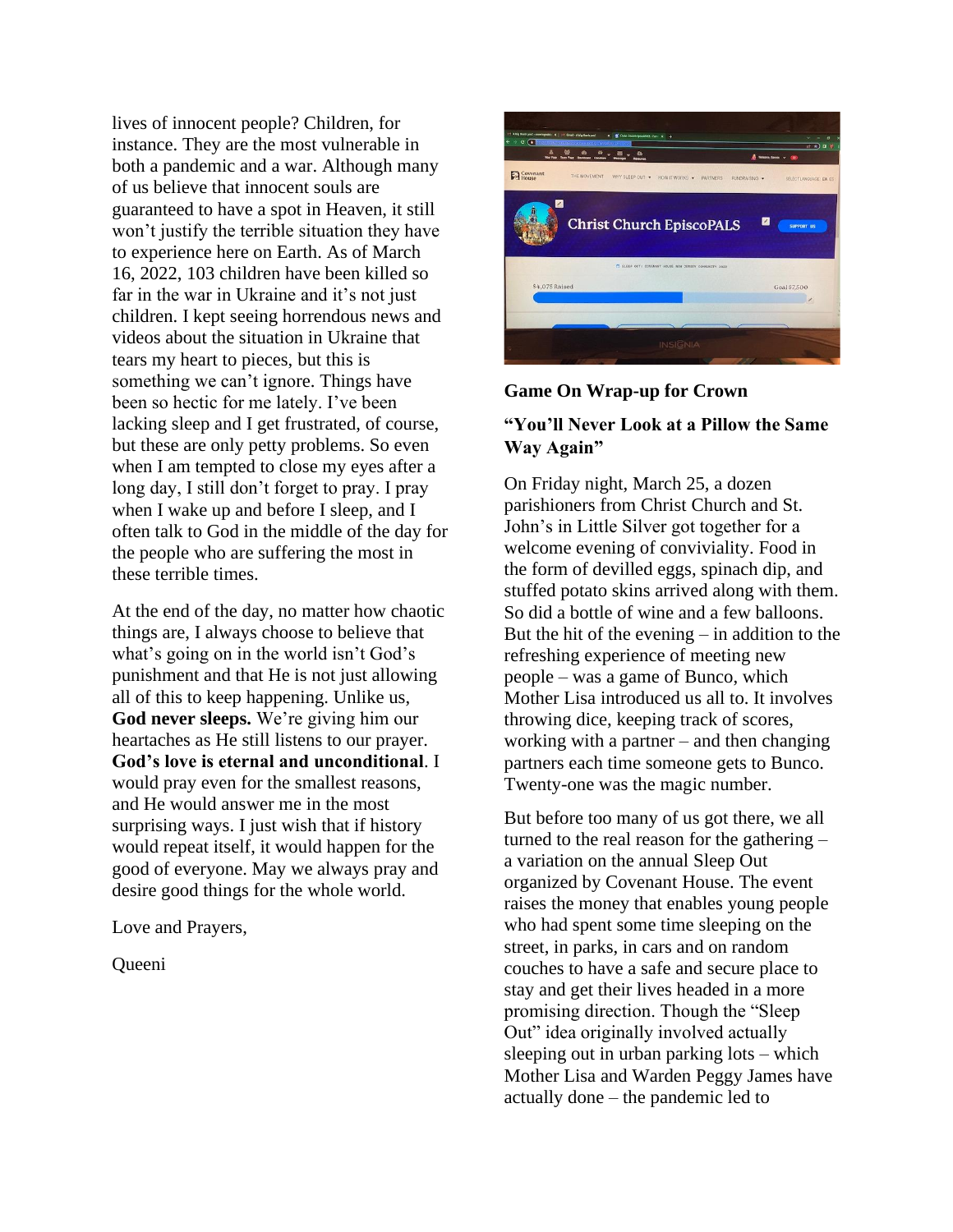lives of innocent people? Children, for instance. They are the most vulnerable in both a pandemic and a war. Although many of us believe that innocent souls are guaranteed to have a spot in Heaven, it still won't justify the terrible situation they have to experience here on Earth. As of March 16, 2022, 103 children have been killed so far in the war in Ukraine and it's not just children. I kept seeing horrendous news and videos about the situation in Ukraine that tears my heart to pieces, but this is something we can't ignore. Things have been so hectic for me lately. I've been lacking sleep and I get frustrated, of course, but these are only petty problems. So even when I am tempted to close my eyes after a long day, I still don't forget to pray. I pray when I wake up and before I sleep, and I often talk to God in the middle of the day for the people who are suffering the most in these terrible times.

At the end of the day, no matter how chaotic things are, I always choose to believe that what's going on in the world isn't God's punishment and that He is not just allowing all of this to keep happening. Unlike us, **God never sleeps.** We're giving him our heartaches as He still listens to our prayer. **God's love is eternal and unconditional**. I would pray even for the smallest reasons, and He would answer me in the most surprising ways. I just wish that if history would repeat itself, it would happen for the good of everyone. May we always pray and desire good things for the whole world.

Love and Prayers,

Queeni

**Game On Wrap-up for Crown**

**"You'll Never Look at a Pillow the Same Way Again"**

On Friday night, March 25, a dozen parishioners from Christ Church and St. John's in Little Silver got together for a welcome evening of conviviality. Food in the form of devilled eggs, spinach dip, and stuffed potato skins arrived along with them. So did a bottle of wine and a few balloons. But the hit of the evening – in addition to the refreshing experience of meeting new people – was a game of Bunco, which Mother Lisa introduced us all to. It involves throwing dice, keeping track of scores, working with a partner – and then changing partners each time someone gets to Bunco. Twenty-one was the magic number.

But before too many of us got there, we all turned to the real reason for the gathering – a variation on the annual Sleep Out organized by Covenant House. The event raises the money that enables young people who had spent some time sleeping on the street, in parks, in cars and on random couches to have a safe and secure place to stay and get their lives headed in a more promising direction. Though the "Sleep Out" idea originally involved actually sleeping out in urban parking lots – which Mother Lisa and Warden Peggy James have actually done – the pandemic led to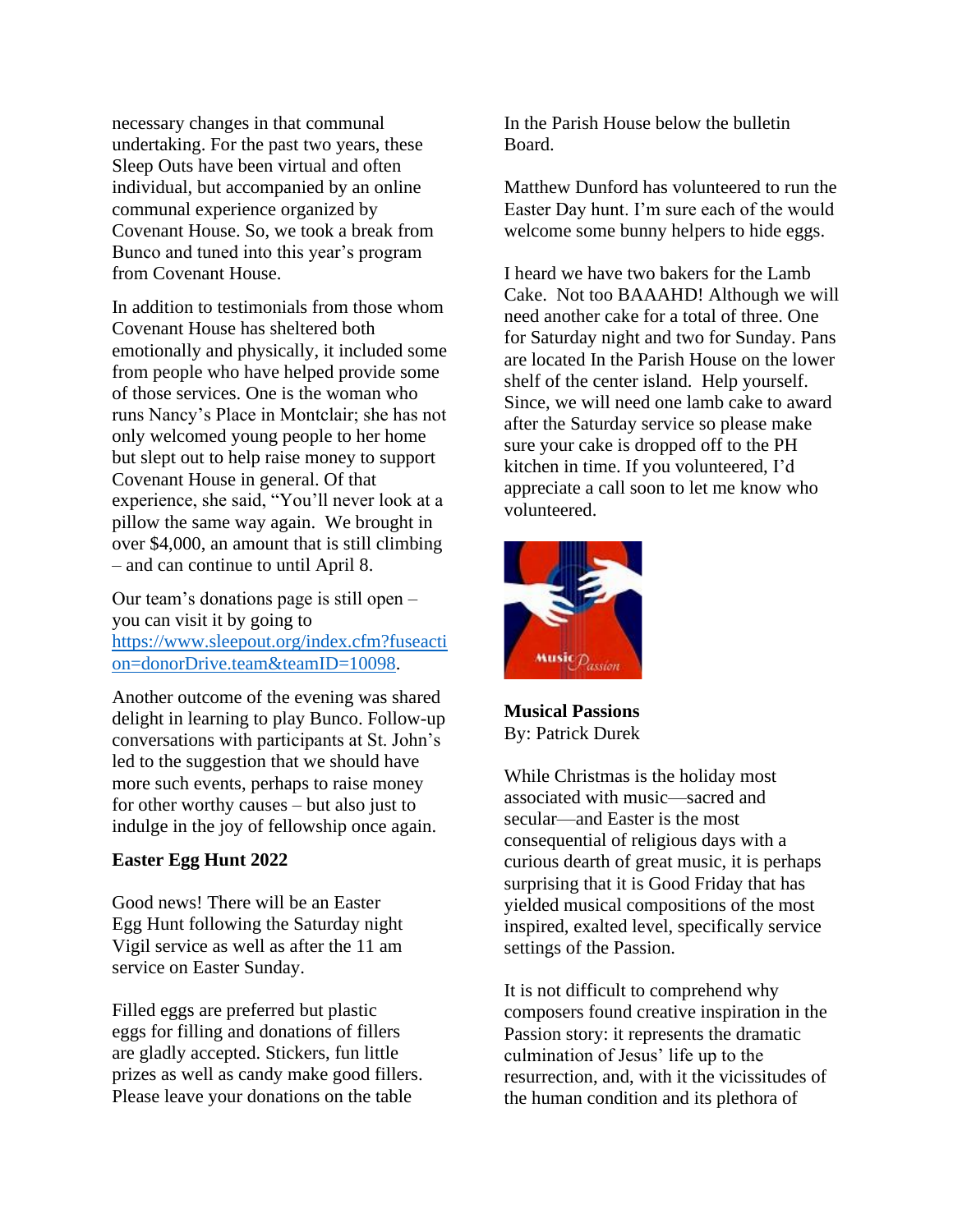necessary changes in that communal undertaking. For the past two years, these Sleep Outs have been virtual and often individual, but accompanied by an online communal experience organized by Covenant House. So, we took a break from Bunco and tuned into this year's program from Covenant House.

In addition to testimonials from those whom Covenant House has sheltered both emotionally and physically, it included some from people who have helped provide some of those services. One is the woman who runs Nancy's Place in Montclair; she has not only welcomed young people to her home but slept out to help raise money to support Covenant House in general. Of that experience, she said, "You'll never look at a pillow the same way again. We brought in over $4,000, an amount that is still climbing – and can continue to until April 8.

Our team's donations page is still open – you can visit it by going to [https://www.sleepout.org/index.cfm?fuseaction=donorDrive.team&teamID=10098](https://www.sleepout.org/index.cfm?fuseaction=donorDrive.team&teamID=10098).

Another outcome of the evening was shared delight in learning to play Bunco. Follow-up conversations with participants at St. John's led to the suggestion that we should have more such events, perhaps to raise money for other worthy causes – but also just to indulge in the joy of fellowship once again.

**Easter Egg Hunt 2022**

Good news! There will be an Easter Egg Hunt following the Saturday night Vigil service as well as after the 11 am service on Easter Sunday.

Filled eggs are preferred but plastic eggs for filling and donations of fillers are gladly accepted. Stickers, fun little prizes as well as candy make good fillers. Please leave your donations on the table In the Parish House below the bulletin Board.

Matthew Dunford has volunteered to run the Easter Day hunt. I'm sure each of the would welcome some bunny helpers to hide eggs.

I heard we have two bakers for the Lamb Cake. Not too BAAAHD! Although we will need another cake for a total of three. One for Saturday night and two for Sunday. Pans are located In the Parish House on the lower shelf of the center island. Help yourself. Since, we will need one lamb cake to award after the Saturday service so please make sure your cake is dropped off to the PH kitchen in time. If you volunteered, I'd appreciate a call soon to let me know who volunteered.

**Musical Passions**
By: Patrick Durek

While Christmas is the holiday most associated with music—sacred and secular—and Easter is the most consequential of religious days with a curious dearth of great music, it is perhaps surprising that it is Good Friday that has yielded musical compositions of the most inspired, exalted level, specifically service settings of the Passion.

It is not difficult to comprehend why composers found creative inspiration in the Passion story: it represents the dramatic culmination of Jesus' life up to the resurrection, and, with it the vicissitudes of the human condition and its plethora of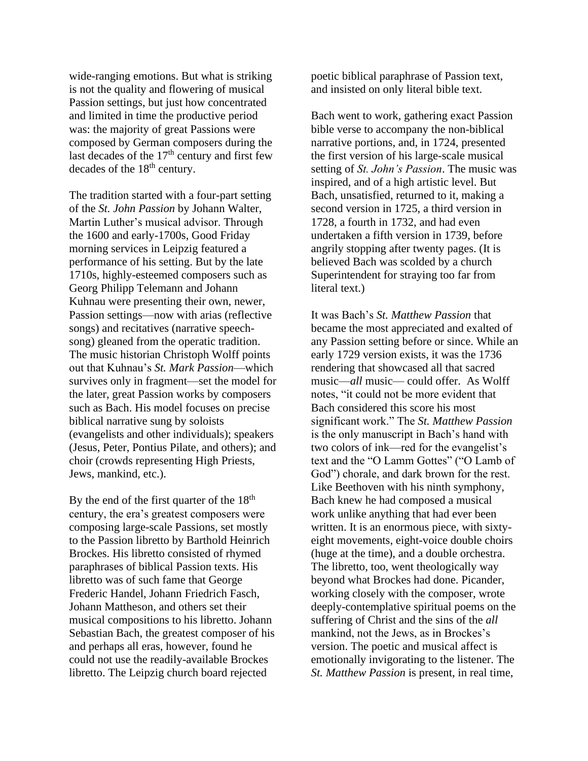wide-ranging emotions. But what is striking is not the quality and flowering of musical Passion settings, but just how concentrated and limited in time the productive period was: the majority of great Passions were composed by German composers during the last decades of the 17th century and first few decades of the 18th century.

The tradition started with a four-part setting of the *St. John Passion* by Johann Walter, Martin Luther's musical advisor. Through the 1600 and early-1700s, Good Friday morning services in Leipzig featured a performance of his setting. But by the late 1710s, highly-esteemed composers such as Georg Philipp Telemann and Johann Kuhnau were presenting their own, newer, Passion settings—now with arias (reflective songs) and recitatives (narrative speech-song) gleaned from the operatic tradition. The music historian Christoph Wolff points out that Kuhnau's *St. Mark Passion*—which survives only in fragment—set the model for the later, great Passion works by composers such as Bach. His model focuses on precise biblical narrative sung by soloists (evangelists and other individuals); speakers (Jesus, Peter, Pontius Pilate, and others); and choir (crowds representing High Priests, Jews, mankind, etc.).

By the end of the first quarter of the 18th century, the era's greatest composers were composing large-scale Passions, set mostly to the Passion libretto by Barthold Heinrich Brockes. His libretto consisted of rhymed paraphrases of biblical Passion texts. His libretto was of such fame that George Frederic Handel, Johann Friedrich Fasch, Johann Mattheson, and others set their musical compositions to his libretto. Johann Sebastian Bach, the greatest composer of his and perhaps all eras, however, found he could not use the readily-available Brockes libretto. The Leipzig church board rejected poetic biblical paraphrase of Passion text, and insisted on only literal bible text.

Bach went to work, gathering exact Passion bible verse to accompany the non-biblical narrative portions, and, in 1724, presented the first version of his large-scale musical setting of *St. John's Passion*. The music was inspired, and of a high artistic level. But Bach, unsatisfied, returned to it, making a second version in 1725, a third version in 1728, a fourth in 1732, and had even undertaken a fifth version in 1739, before angrily stopping after twenty pages. (It is believed Bach was scolded by a church Superintendent for straying too far from literal text.)

It was Bach's *St. Matthew Passion* that became the most appreciated and exalted of any Passion setting before or since. While an early 1729 version exists, it was the 1736 rendering that showcased all that sacred music—*all* music— could offer. As Wolff notes, "it could not be more evident that Bach considered this score his most significant work." The *St. Matthew Passion* is the only manuscript in Bach's hand with two colors of ink—red for the evangelist's text and the "O Lamm Gottes" ("O Lamb of God") chorale, and dark brown for the rest. Like Beethoven with his ninth symphony, Bach knew he had composed a musical work unlike anything that had ever been written. It is an enormous piece, with sixty-eight movements, eight-voice double choirs (huge at the time), and a double orchestra. The libretto, too, went theologically way beyond what Brockes had done. Picander, working closely with the composer, wrote deeply-contemplative spiritual poems on the suffering of Christ and the sins of the *all* mankind, not the Jews, as in Brockes's version. The poetic and musical affect is emotionally invigorating to the listener. The *St. Matthew Passion* is present, in real time,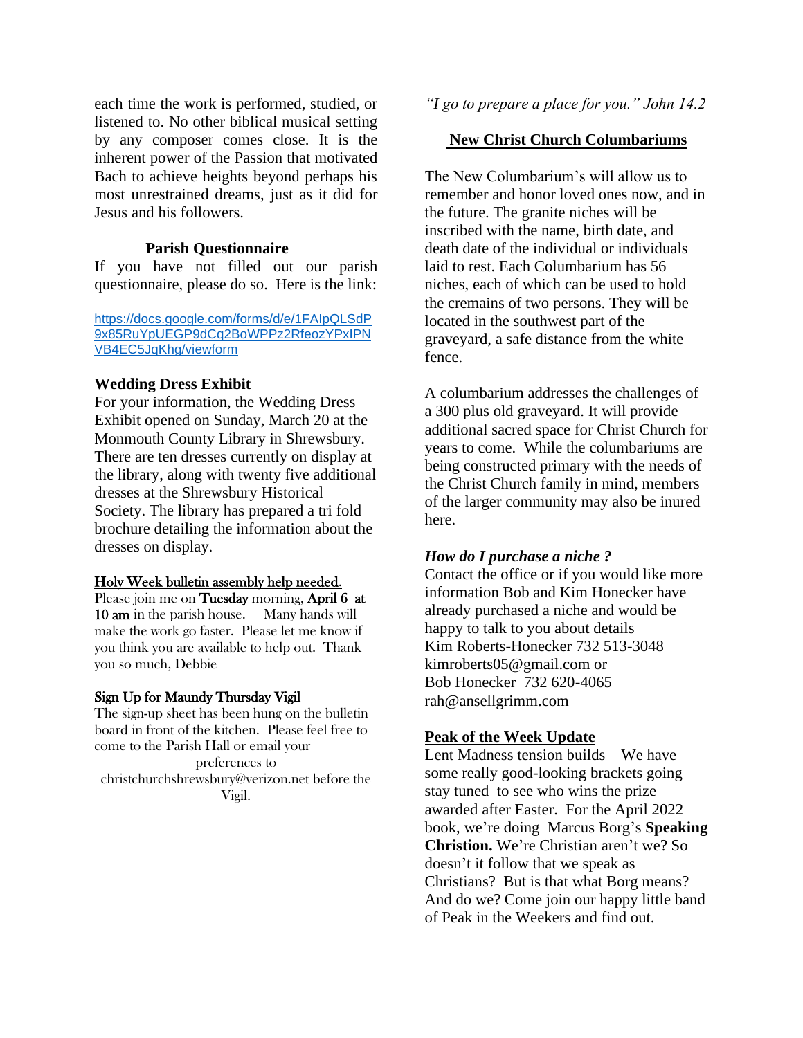each time the work is performed, studied, or listened to. No other biblical musical setting by any composer comes close. It is the inherent power of the Passion that motivated Bach to achieve heights beyond perhaps his most unrestrained dreams, just as it did for Jesus and his followers.

### Parish Questionnaire

If you have not filled out our parish questionnaire, please do so. Here is the link:

https://docs.google.com/forms/d/e/1FAIpQLSdP9x85RuYpUEGP9dCq2BoWPPz2RfeozYPxIPNVB4EC5JqKhg/viewform

### Wedding Dress Exhibit

For your information, the Wedding Dress Exhibit opened on Sunday, March 20 at the Monmouth County Library in Shrewsbury. There are ten dresses currently on display at the library, along with twenty five additional dresses at the Shrewsbury Historical Society. The library has prepared a tri fold brochure detailing the information about the dresses on display.

### Holy Week bulletin assembly help needed.

Please join me on **Tuesday** morning, **April 6 at 10 am** in the parish house. Many hands will make the work go faster. Please let me know if you think you are available to help out. Thank you so much, Debbie

### Sign Up for Maundy Thursday Vigil

The sign-up sheet has been hung on the bulletin board in front of the kitchen. Please feel free to come to the Parish Hall or email your preferences to christchurchshrewsbury@verizon.net before the Vigil.

*"I go to prepare a place for you." John 14.2*

### New Christ Church Columbariums

The New Columbarium's will allow us to remember and honor loved ones now, and in the future. The granite niches will be inscribed with the name, birth date, and death date of the individual or individuals laid to rest. Each Columbarium has 56 niches, each of which can be used to hold the cremains of two persons. They will be located in the southwest part of the graveyard, a safe distance from the white fence.

A columbarium addresses the challenges of a 300 plus old graveyard. It will provide additional sacred space for Christ Church for years to come. While the columbariums are being constructed primary with the needs of the Christ Church family in mind, members of the larger community may also be inured here.

***How do I purchase a niche ?***

Contact the office or if you would like more information Bob and Kim Honecker have already purchased a niche and would be happy to talk to you about details
Kim Roberts-Honecker 732 513-3048
kimroberts05@gmail.com or
Bob Honecker 732 620-4065
rah@ansellgrimm.com

### Peak of the Week Update

Lent Madness tension builds—We have some really good-looking brackets going—stay tuned to see who wins the prize—awarded after Easter. For the April 2022 book, we're doing Marcus Borg's **Speaking Christion.** We're Christian aren't we? So doesn't it follow that we speak as Christians? But is that what Borg means? And do we? Come join our happy little band of Peak in the Weekers and find out.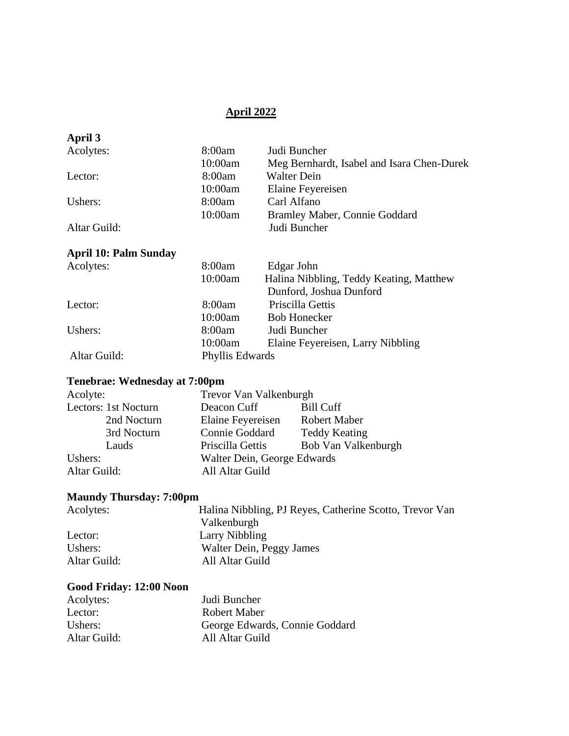## April 2022

**April 3**

| | | |
|---|---|---|
| Acolytes: | 8:00am | Judi Buncher |
| | 10:00am | Meg Bernhardt, Isabel and Isara Chen-Durek |
| Lector: | 8:00am | Walter Dein |
| | 10:00am | Elaine Feyereisen |
| Ushers: | 8:00am | Carl Alfano |
| | 10:00am | Bramley Maber, Connie Goddard |
| Altar Guild: | | Judi Buncher |

**April 10: Palm Sunday**

| | | |
|---|---|---|
| Acolytes: | 8:00am | Edgar John |
| | 10:00am | Halina Nibbling, Teddy Keating, Matthew Dunford, Joshua Dunford |
| Lector: | 8:00am | Priscilla Gettis |
| | 10:00am | Bob Honecker |
| Ushers: | 8:00am | Judi Buncher |
| | 10:00am | Elaine Feyereisen, Larry Nibbling |
| Altar Guild: | Phyllis Edwards | |

**Tenebrae: Wednesday at 7:00pm**

| | | |
|---|---|---|
| Acolyte: | Trevor Van Valkenburgh | |
| Lectors: 1st Nocturn | Deacon Cuff | Bill Cuff |
| 2nd Nocturn | Elaine Feyereisen | Robert Maber |
| 3rd Nocturn | Connie Goddard | Teddy Keating |
| Lauds | Priscilla Gettis | Bob Van Valkenburgh |
| Ushers: | Walter Dein, George Edwards | |
| Altar Guild: | All Altar Guild | |

**Maundy Thursday: 7:00pm**

| | |
|---|---|
| Acolytes: | Halina Nibbling, PJ Reyes, Catherine Scotto, Trevor Van Valkenburgh |
| Lector: | Larry Nibbling |
| Ushers: | Walter Dein, Peggy James |
| Altar Guild: | All Altar Guild |

**Good Friday: 12:00 Noon**

| | |
|---|---|
| Acolytes: | Judi Buncher |
| Lector: | Robert Maber |
| Ushers: | George Edwards, Connie Goddard |
| Altar Guild: | All Altar Guild |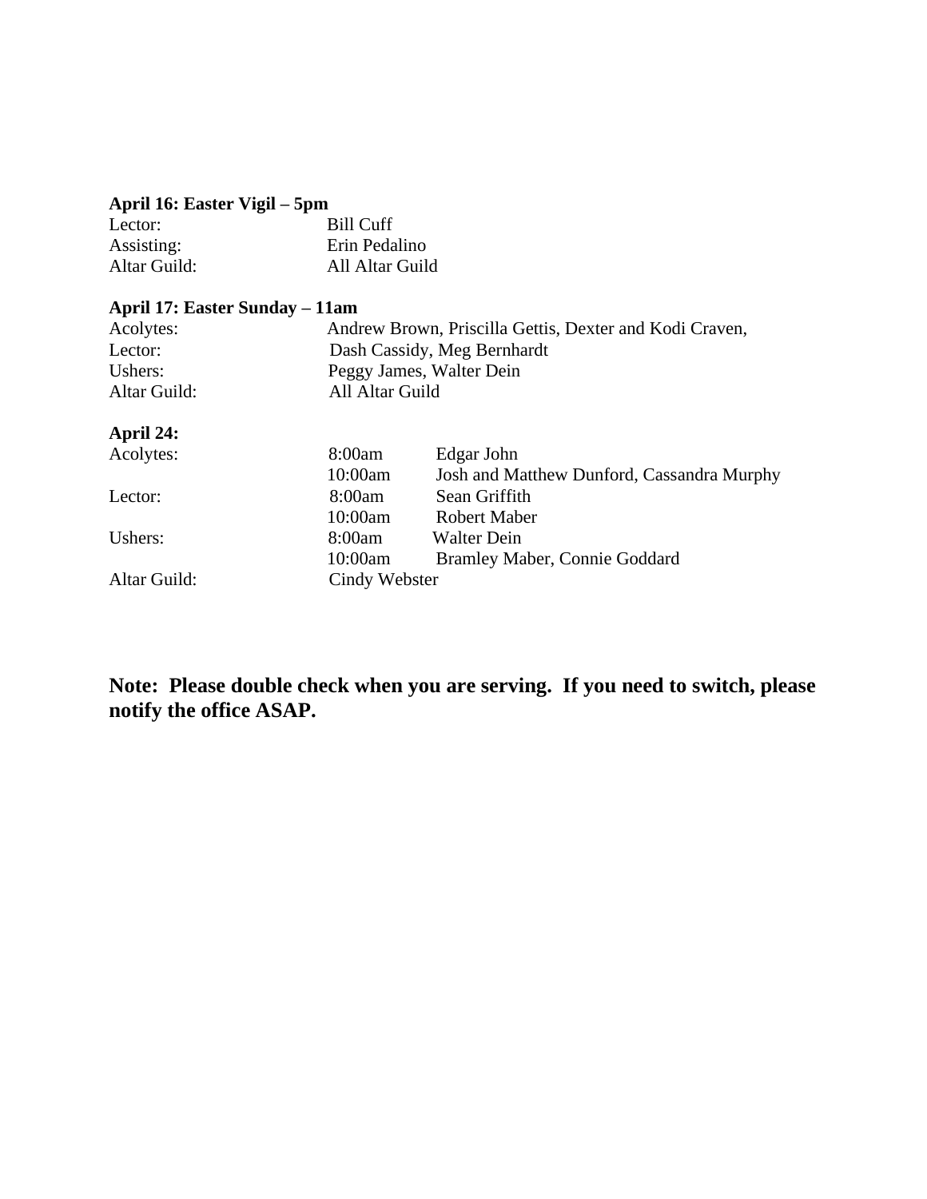**April 16: Easter Vigil – 5pm**

| | |
|---|---|
| Lector: | Bill Cuff |
| Assisting: | Erin Pedalino |
| Altar Guild: | All Altar Guild |

**April 17: Easter Sunday – 11am**

| | |
|---|---|
| Acolytes: | Andrew Brown, Priscilla Gettis, Dexter and Kodi Craven, |
| Lector: | Dash Cassidy, Meg Bernhardt |
| Ushers: | Peggy James, Walter Dein |
| Altar Guild: | All Altar Guild |

**April 24:**

| | | |
|---|---|---|
| Acolytes: | 8:00am | Edgar John |
| | 10:00am | Josh and Matthew Dunford, Cassandra Murphy |
| Lector: | 8:00am | Sean Griffith |
| | 10:00am | Robert Maber |
| Ushers: | 8:00am | Walter Dein |
| | 10:00am | Bramley Maber, Connie Goddard |
| Altar Guild: | Cindy Webster | |

**Note: Please double check when you are serving. If you need to switch, please notify the office ASAP.**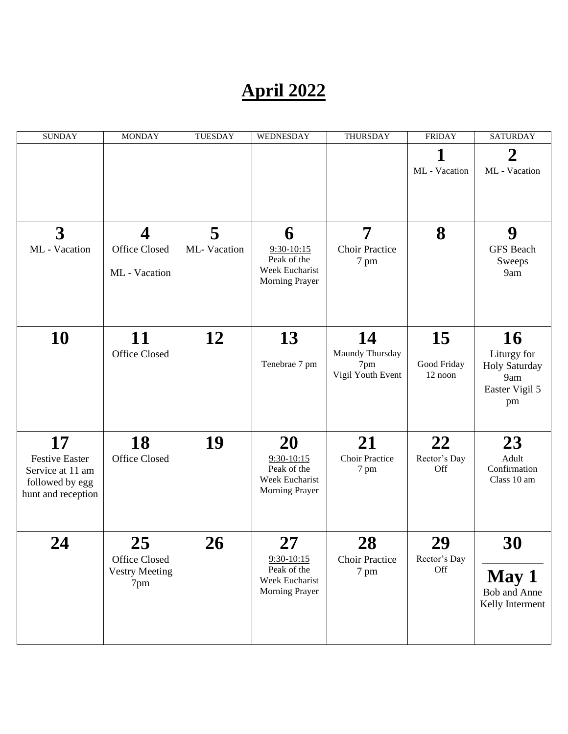# April 2022

| SUNDAY | MONDAY | TUESDAY | WEDNESDAY | THURSDAY | FRIDAY | SATURDAY |
|---|---|---|---|---|---|---|
| | | | | | **1** ML - Vacation | **2** ML - Vacation |
| **3** ML - Vacation | **4** Office Closed ML - Vacation | **5** ML- Vacation | **6** 9:30-10:15 Peak of the Week Eucharist Morning Prayer | **7** Choir Practice 7 pm | **8** | **9** GFS Beach Sweeps 9am |
| **10** | **11** Office Closed | **12** | **13** Tenebrae 7 pm | **14** Maundy Thursday 7pm Vigil Youth Event | **15** Good Friday 12 noon | **16** Liturgy for Holy Saturday 9am Easter Vigil 5 pm |
| **17** Festive Easter Service at 11 am followed by egg hunt and reception | **18** Office Closed | **19** | **20** 9:30-10:15 Peak of the Week Eucharist Morning Prayer | **21** Choir Practice 7 pm | **22** Rector's Day Off | **23** Adult Confirmation Class 10 am |
| **24** | **25** Office Closed Vestry Meeting 7pm | **26** | **27** 9:30-10:15 Peak of the Week Eucharist Morning Prayer | **28** Choir Practice 7 pm | **29** Rector's Day Off | **30** / **May 1** Bob and Anne Kelly Interment |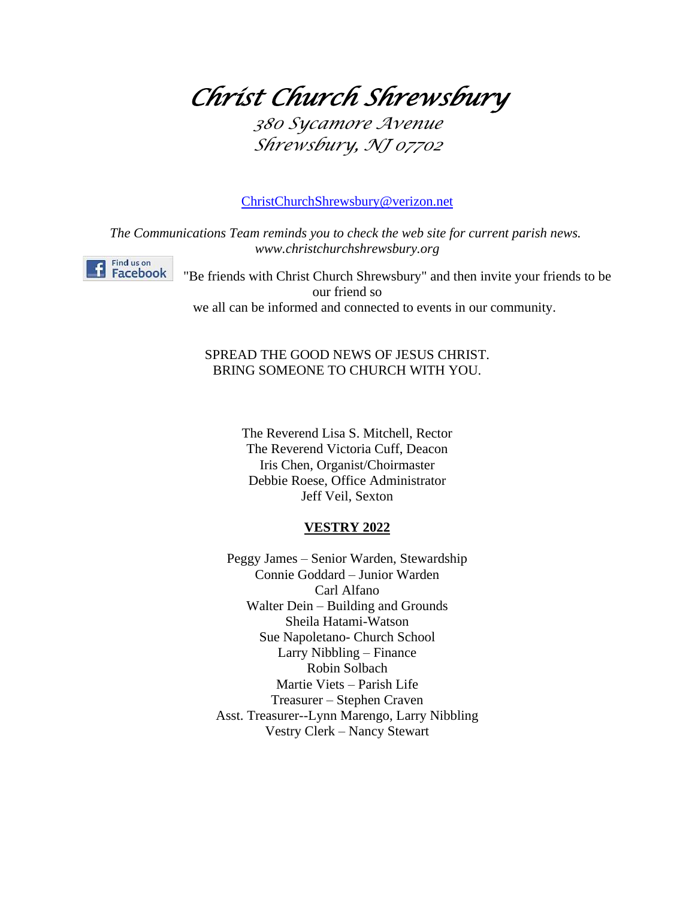# *Christ Church Shrewsbury*

*380 Sycamore Avenue*
*Shrewsbury, NJ 07702*

ChristChurchShrewsbury@verizon.net

*The Communications Team reminds you to check the web site for current parish news.*
*www.christchurchshrewsbury.org*

Find us on Facebook

"Be friends with Christ Church Shrewsbury" and then invite your friends to be our friend so
we all can be informed and connected to events in our community.

SPREAD THE GOOD NEWS OF JESUS CHRIST.
BRING SOMEONE TO CHURCH WITH YOU.

The Reverend Lisa S. Mitchell, Rector
The Reverend Victoria Cuff, Deacon
Iris Chen, Organist/Choirmaster
Debbie Roese, Office Administrator
Jeff Veil, Sexton

**VESTRY 2022**

Peggy James – Senior Warden, Stewardship
Connie Goddard – Junior Warden
Carl Alfano
Walter Dein – Building and Grounds
Sheila Hatami-Watson
Sue Napoletano- Church School
Larry Nibbling – Finance
Robin Solbach
Martie Viets – Parish Life
Treasurer – Stephen Craven
Asst. Treasurer--Lynn Marengo, Larry Nibbling
Vestry Clerk – Nancy Stewart